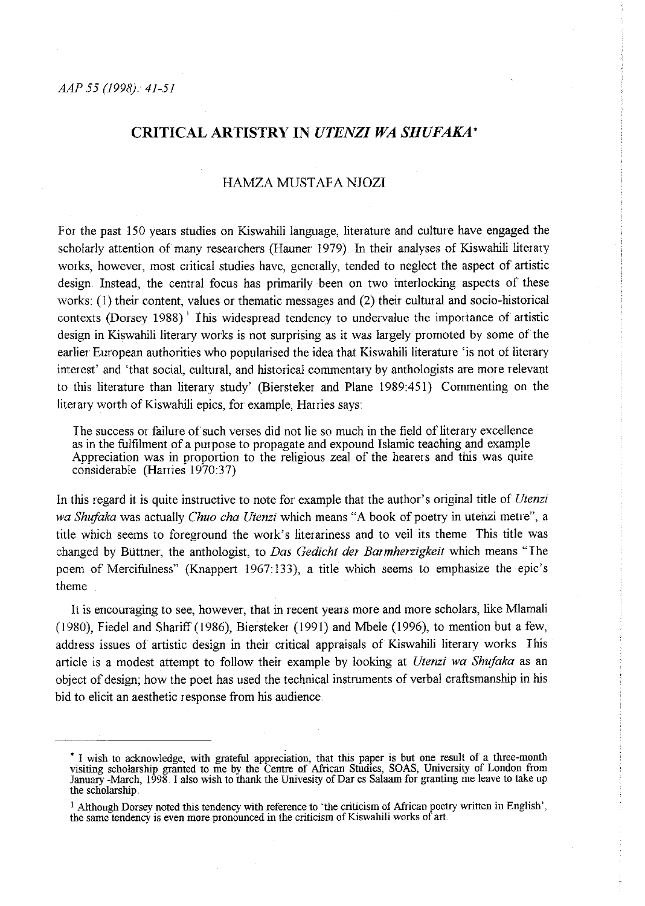# CRITICAL ARTISTRY IN *UTENZI WA SHUFAKA**

HAMZA MUSTAFA NJOZI

For the past 150 years studies on Kiswahili language, literature and culture have engaged the scholarly attention of many researchers (Hauner 1979). In their analyses of Kiswahili literary works, however, most critical studies have, generally, tended to neglect the aspect of artistic design. Instead, the central focus has primarily been on two interlocking aspects of these works: (1) their content, values or thematic messages and (2) their cultural and socio-historical contexts (Dorsey 1988)[1] This widespread tendency to undervalue the importance of artistic design in Kiswahili literary works is not surprising as it was largely promoted by some of the earlier European authorities who popularised the idea that Kiswahili literature 'is not of literary interest' and 'that social, cultural, and historical commentary by anthologists are more relevant to this literature than literary study' (Biersteker and Plane 1989:451). Commenting on the literary worth of Kiswahili epics, for example, Harries says:

> The success or failure of such verses did not lie so much in the field of literary excellence as in the fulfilment of a purpose to propagate and expound Islamic teaching and example. Appreciation was in proportion to the religious zeal of the hearers and this was quite considerable (Harries 1970:37)

In this regard it is quite instructive to note for example that the author's original title of *Utenzi wa Shufaka* was actually *Chuo cha Utenzi* which means "A book of poetry in utenzi metre", a title which seems to foreground the work's literariness and to veil its theme. This title was changed by Büttner, the anthologist, to *Das Gedicht der Barmherzigkeit* which means "The poem of Mercifulness" (Knappert 1967:133), a title which seems to emphasize the epic's theme.

It is encouraging to see, however, that in recent years more and more scholars, like Mlamali (1980), Fiedel and Shariff (1986), Biersteker (1991) and Mbele (1996), to mention but a few, address issues of artistic design in their critical appraisals of Kiswahili literary works. This article is a modest attempt to follow their example by looking at *Utenzi wa Shufaka* as an object of design; how the poet has used the technical instruments of verbal craftsmanship in his bid to elicit an aesthetic response from his audience.

---

\* I wish to acknowledge, with grateful appreciation, that this paper is but one result of a three-month visiting scholarship granted to me by the Centre of African Studies, SOAS, University of London from January -March, 1998. I also wish to thank the Univesity of Dar es Salaam for granting me leave to take up the scholarship.

[1] Although Dorsey noted this tendency with reference to 'the criticism of African poetry written in English', the same tendency is even more pronounced in the criticism of Kiswahili works of art.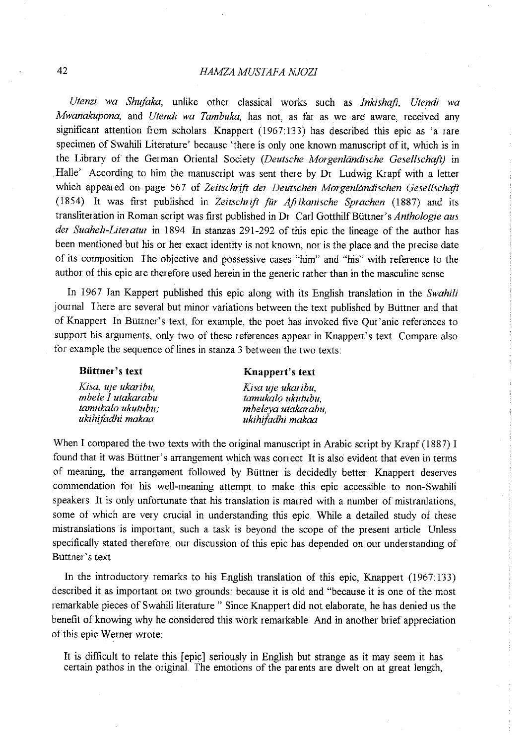*Utenzi wa Shufaka*, unlike other classical works such as *Inkishafi, Utendi wa Mwanakupona*, and *Utendi wa Tambuka*, has not, as far as we are aware, received any significant attention from scholars Knappert (1967:133) has described this epic as 'a rare specimen of Swahili Literature' because 'there is only one known manuscript of it, which is in the Library of the German Oriental Society (*Deutsche Morgenländische Gesellschaft*) in Halle' According to him the manuscript was sent there by Dr Ludwig Krapf with a letter which appeared on page 567 of *Zeitschrift der Deutschen Morgenländischen Gesellschaft* (1854) It was first published in *Zeitschrift für Afrikanische Sprachen* (1887) and its transliteration in Roman script was first published in Dr Carl Gotthilf Büttner's *Anthologie aus der Suaheli-Literatur* in 1894 In stanzas 291-292 of this epic the lineage of the author has been mentioned but his or her exact identity is not known, nor is the place and the precise date of its composition The objective and possessive cases "him" and "his" with reference to the author of this epic are therefore used herein in the generic rather than in the masculine sense

In 1967 Jan Kappert published this epic along with its English translation in the *Swahili* journal There are several but minor variations between the text published by Büttner and that of Knappert In Büttner's text, for example, the poet has invoked five Qur'anic references to support his arguments, only two of these references appear in Knappert's text Compare also for example the sequence of lines in stanza 3 between the two texts:

| **Büttner's text** | **Knappert's text** |
|---|---|
| *Kisa, uje ukaribu,* | *Kisa uje ukaribu,* |
| *mbele I utakarabu* | *tamukalo ukutubu,* |
| *tamukalo ukutubu;* | *mbeleya utakarabu,* |
| *ukihifadhi makaa* | *ukihifadhi makaa* |

When I compared the two texts with the original manuscript in Arabic script by Krapf (1887) I found that it was Büttner's arrangement which was correct It is also evident that even in terms of meaning, the arrangement followed by Büttner is decidedly better Knappert deserves commendation for his well-meaning attempt to make this epic accessible to non-Swahili speakers It is only unfortunate that his translation is marred with a number of mistranlations, some of which are very crucial in understanding this epic While a detailed study of these mistranslations is important, such a task is beyond the scope of the present article Unless specifically stated therefore, our discussion of this epic has depended on our understanding of Büttner's text

In the introductory remarks to his English translation of this epic, Knappert (1967:133) described it as important on two grounds: because it is old and "because it is one of the most remarkable pieces of Swahili literature " Since Knappert did not elaborate, he has denied us the benefit of knowing why he considered this work remarkable And in another brief appreciation of this epic Werner wrote:

> It is difficult to relate this [epic] seriously in English but strange as it may seem it has certain pathos in the original. The emotions of the parents are dwelt on at great length,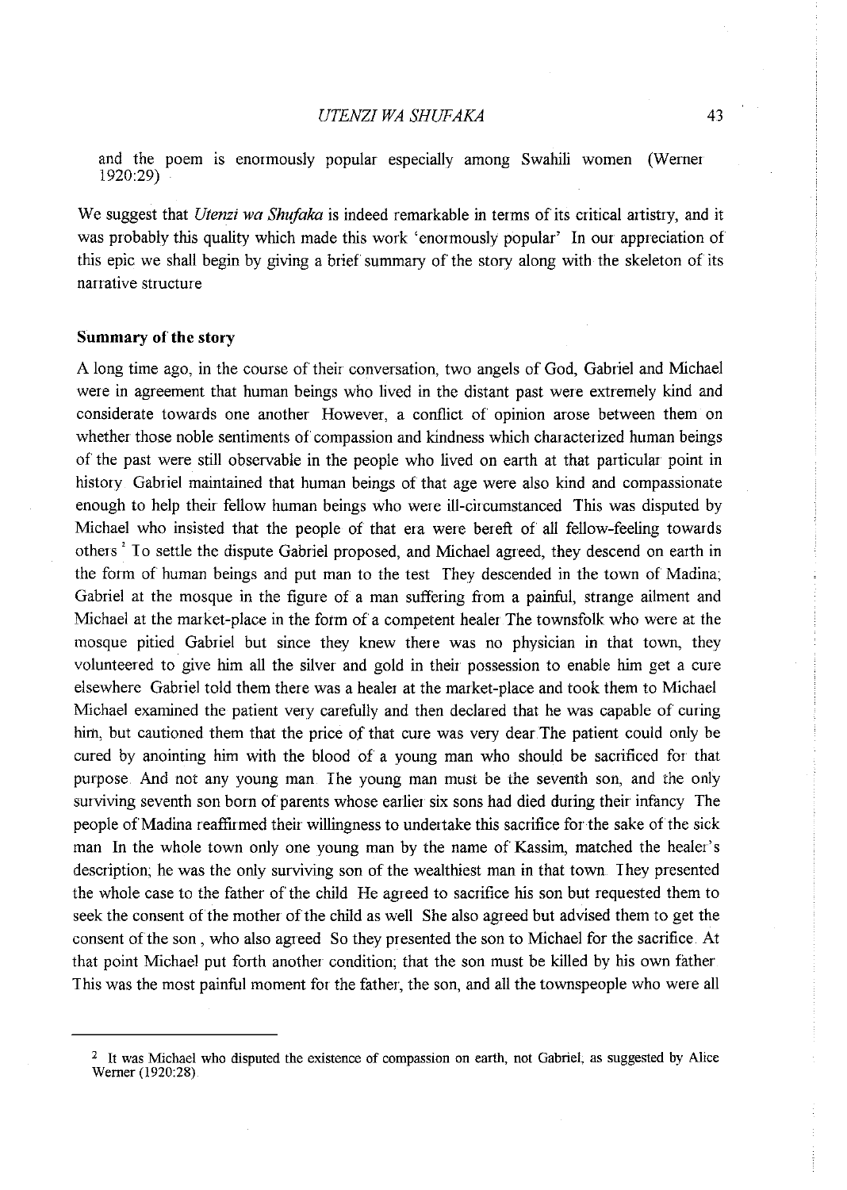and the poem is enormously popular especially among Swahili women (Werner 1920:29)

We suggest that *Utenzi wa Shufaka* is indeed remarkable in terms of its critical artistry, and it was probably this quality which made this work 'enormously popular' In our appreciation of this epic we shall begin by giving a brief summary of the story along with the skeleton of its narrative structure

### Summary of the story

A long time ago, in the course of their conversation, two angels of God, Gabriel and Michael were in agreement that human beings who lived in the distant past were extremely kind and considerate towards one another However, a conflict of opinion arose between them on whether those noble sentiments of compassion and kindness which characterized human beings of the past were still observable in the people who lived on earth at that particular point in history Gabriel maintained that human beings of that age were also kind and compassionate enough to help their fellow human beings who were ill-circumstanced This was disputed by Michael who insisted that the people of that era were bereft of all fellow-feeling towards others [2] To settle the dispute Gabriel proposed, and Michael agreed, they descend on earth in the form of human beings and put man to the test They descended in the town of Madina; Gabriel at the mosque in the figure of a man suffering from a painful, strange ailment and Michael at the market-place in the form of a competent healer The townsfolk who were at the mosque pitied Gabriel but since they knew there was no physician in that town, they volunteered to give him all the silver and gold in their possession to enable him get a cure elsewhere Gabriel told them there was a healer at the market-place and took them to Michael Michael examined the patient very carefully and then declared that he was capable of curing him, but cautioned them that the price of that cure was very dear The patient could only be cured by anointing him with the blood of a young man who should be sacrificed for that purpose And not any young man The young man must be the seventh son, and the only surviving seventh son born of parents whose earlier six sons had died during their infancy The people of Madina reaffirmed their willingness to undertake this sacrifice for the sake of the sick man In the whole town only one young man by the name of Kassim, matched the healer's description; he was the only surviving son of the wealthiest man in that town They presented the whole case to the father of the child He agreed to sacrifice his son but requested them to seek the consent of the mother of the child as well She also agreed but advised them to get the consent of the son , who also agreed So they presented the son to Michael for the sacrifice At that point Michael put forth another condition; that the son must be killed by his own father This was the most painful moment for the father, the son, and all the townspeople who were all

---

[2] It was Michael who disputed the existence of compassion on earth, not Gabriel, as suggested by Alice Werner (1920:28)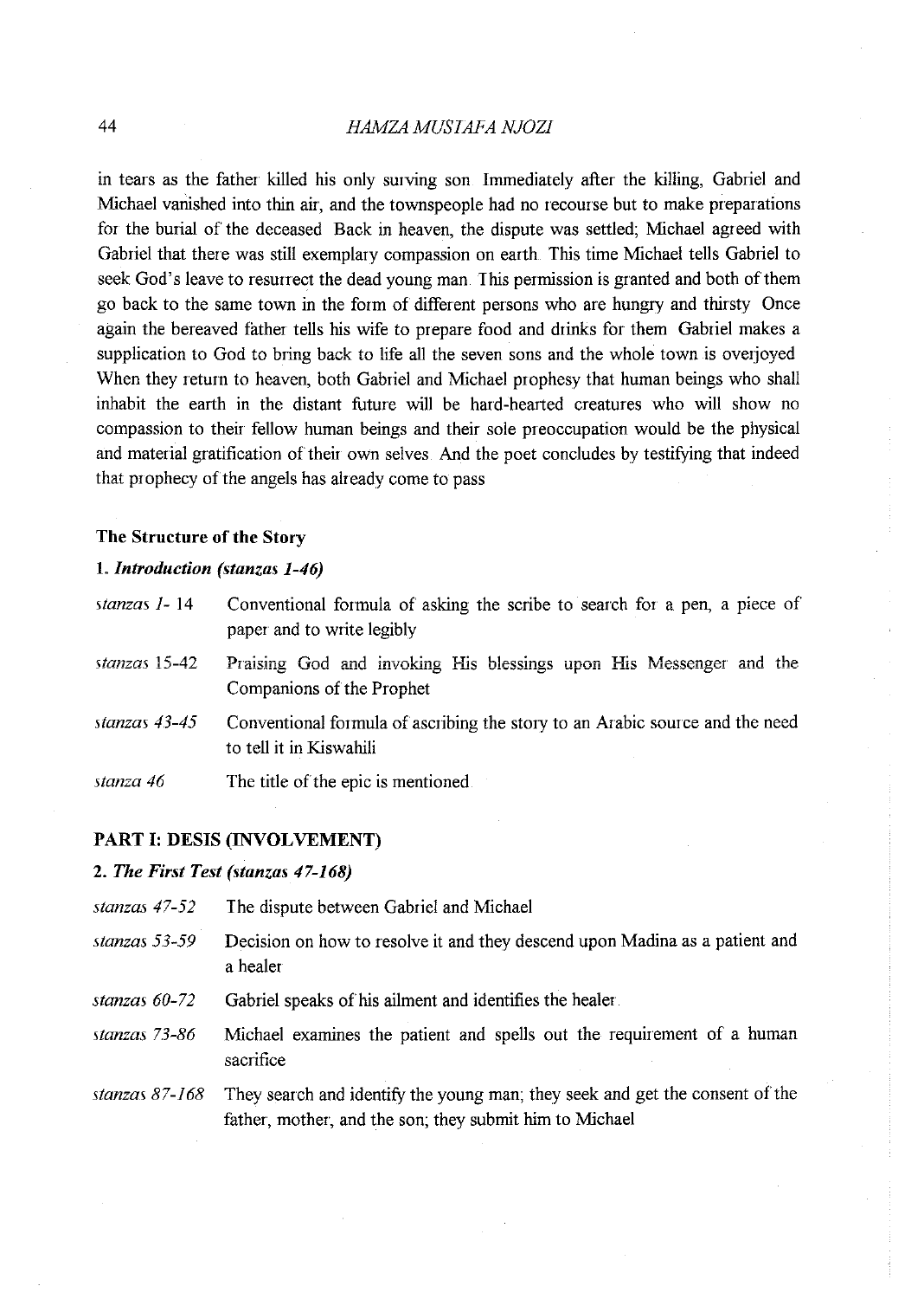in tears as the father killed his only surviving son Immediately after the killing, Gabriel and Michael vanished into thin air, and the townspeople had no recourse but to make preparations for the burial of the deceased Back in heaven, the dispute was settled; Michael agreed with Gabriel that there was still exemplary compassion on earth. This time Michael tells Gabriel to seek God's leave to resurrect the dead young man. This permission is granted and both of them go back to the same town in the form of different persons who are hungry and thirsty Once again the bereaved father tells his wife to prepare food and drinks for them Gabriel makes a supplication to God to bring back to life all the seven sons and the whole town is overjoyed When they return to heaven, both Gabriel and Michael prophesy that human beings who shall inhabit the earth in the distant future will be hard-hearted creatures who will show no compassion to their fellow human beings and their sole preoccupation would be the physical and material gratification of their own selves. And the poet concludes by testifying that indeed that prophecy of the angels has already come to pass

### The Structure of the Story

#### 1. *Introduction (stanzas 1-46)*

| | |
|---|---|
| *stanzas 1- 14* | Conventional formula of asking the scribe to search for a pen, a piece of paper and to write legibly |
| *stanzas 15-42* | Praising God and invoking His blessings upon His Messenger and the Companions of the Prophet |
| *stanzas 43-45* | Conventional formula of ascribing the story to an Arabic source and the need to tell it in Kiswahili |
| *stanza 46* | The title of the epic is mentioned |

### PART I: DESIS (INVOLVEMENT)

#### 2. *The First Test (stanzas 47-168)*

| | |
|---|---|
| *stanzas 47-52* | The dispute between Gabriel and Michael |
| *stanzas 53-59* | Decision on how to resolve it and they descend upon Madina as a patient and a healer |
| *stanzas 60-72* | Gabriel speaks of his ailment and identifies the healer. |
| *stanzas 73-86* | Michael examines the patient and spells out the requirement of a human sacrifice |
| *stanzas 87-168* | They search and identify the young man; they seek and get the consent of the father, mother, and the son; they submit him to Michael |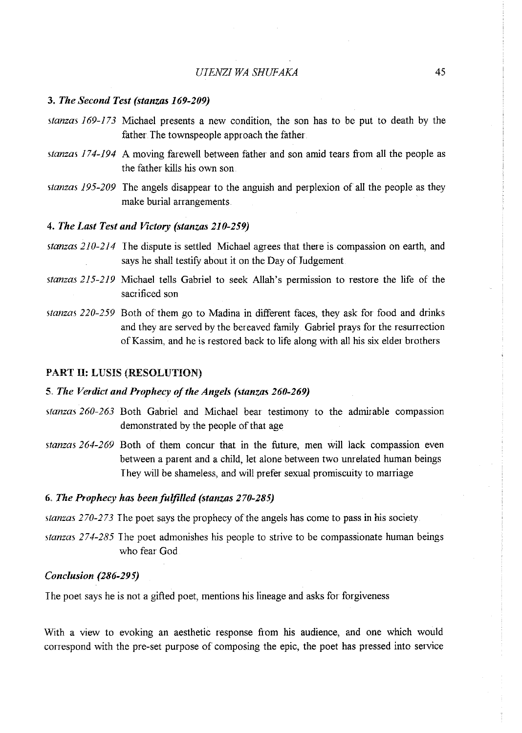**3.** ***The Second Test (stanzas 169-209)***

*stanzas 169-173* Michael presents a new condition, the son has to be put to death by the father. The townspeople approach the father.

*stanzas 174-194* A moving farewell between father and son amid tears from all the people as the father kills his own son.

*stanzas 195-209* The angels disappear to the anguish and perplexion of all the people as they make burial arrangements.

**4.** ***The Last Test and Victory (stanzas 210-259)***

*stanzas 210-214* The dispute is settled. Michael agrees that there is compassion on earth, and says he shall testify about it on the Day of Judgement.

*stanzas 215-219* Michael tells Gabriel to seek Allah's permission to restore the life of the sacrificed son

*stanzas 220-259* Both of them go to Madina in different faces, they ask for food and drinks and they are served by the bereaved family. Gabriel prays for the resurrection of Kassim, and he is restored back to life along with all his six elder brothers

## PART II: LUSIS (RESOLUTION)

**5.** ***The Verdict and Prophecy of the Angels (stanzas 260-269)***

*stanzas 260-263* Both Gabriel and Michael bear testimony to the admirable compassion demonstrated by the people of that age

*stanzas 264-269* Both of them concur that in the future, men will lack compassion even between a parent and a child, let alone between two unrelated human beings. They will be shameless, and will prefer sexual promiscuity to marriage

**6.** ***The Prophecy has been fulfilled (stanzas 270-285)***

*stanzas 270-273* The poet says the prophecy of the angels has come to pass in his society.

*stanzas 274-285* The poet admonishes his people to strive to be compassionate human beings who fear God.

***Conclusion (286-295)***

The poet says he is not a gifted poet, mentions his lineage and asks for forgiveness

With a view to evoking an aesthetic response from his audience, and one which would correspond with the pre-set purpose of composing the epic, the poet has pressed into service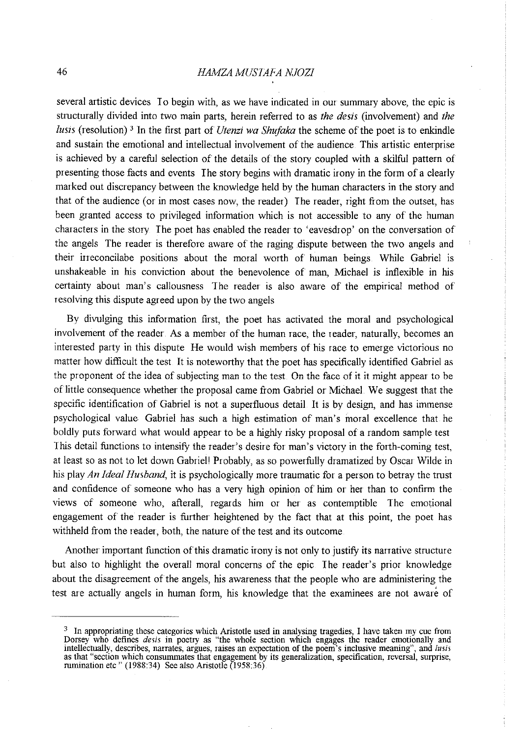several artistic devices To begin with, as we have indicated in our summary above, the epic is structurally divided into two main parts, herein referred to as *the desis* (involvement) and *the lusis* (resolution) [3] In the first part of *Utenzi wa Shufaka* the scheme of the poet is to enkindle and sustain the emotional and intellectual involvement of the audience This artistic enterprise is achieved by a careful selection of the details of the story coupled with a skilful pattern of presenting those facts and events The story begins with dramatic irony in the form of a clearly marked out discrepancy between the knowledge held by the human characters in the story and that of the audience (or in most cases now, the reader) The reader, right from the outset, has been granted access to privileged information which is not accessible to any of the human characters in the story The poet has enabled the reader to 'eavesdrop' on the conversation of the angels The reader is therefore aware of the raging dispute between the two angels and their irreconcilabe positions about the moral worth of human beings While Gabriel is unshakeable in his conviction about the benevolence of man, Michael is inflexible in his certainty about man's callousness The reader is also aware of the empirical method of resolving this dispute agreed upon by the two angels

By divulging this information first, the poet has activated the moral and psychological involvement of the reader As a member of the human race, the reader, naturally, becomes an interested party in this dispute He would wish members of his race to emerge victorious no matter how difficult the test It is noteworthy that the poet has specifically identified Gabriel as the proponent of the idea of subjecting man to the test On the face of it it might appear to be of little consequence whether the proposal came from Gabriel or Michael We suggest that the specific identification of Gabriel is not a superfluous detail It is by design, and has immense psychological value Gabriel has such a high estimation of man's moral excellence that he boldly puts forward what would appear to be a highly risky proposal of a random sample test This detail functions to intensify the reader's desire for man's victory in the forth-coming test, at least so as not to let down Gabriel! Probably, as so powerfully dramatized by Oscar Wilde in his play *An Ideal Husband*, it is psychologically more traumatic for a person to betray the trust and confidence of someone who has a very high opinion of him or her than to confirm the views of someone who, afterall, regards him or her as contemptible The emotional engagement of the reader is further heightened by the fact that at this point, the poet has withheld from the reader, both, the nature of the test and its outcome

Another important function of this dramatic irony is not only to justify its narrative structure but also to highlight the overall moral concerns of the epic The reader's prior knowledge about the disagreement of the angels, his awareness that the people who are administering the test are actually angels in human form, his knowledge that the examinees are not aware of

---

[3] In appropriating these categories which Aristotle used in analysing tragedies, I have taken my cue from Dorsey who defines *desis* in poetry as "the whole section which engages the reader emotionally and intellectually, describes, narrates, argues, raises an expectation of the poem's inclusive meaning", and *lusis* as that "section which consummates that engagement by its generalization, specification, reversal, surprise, rumination etc " (1988:34) See also Aristotle (1958:36)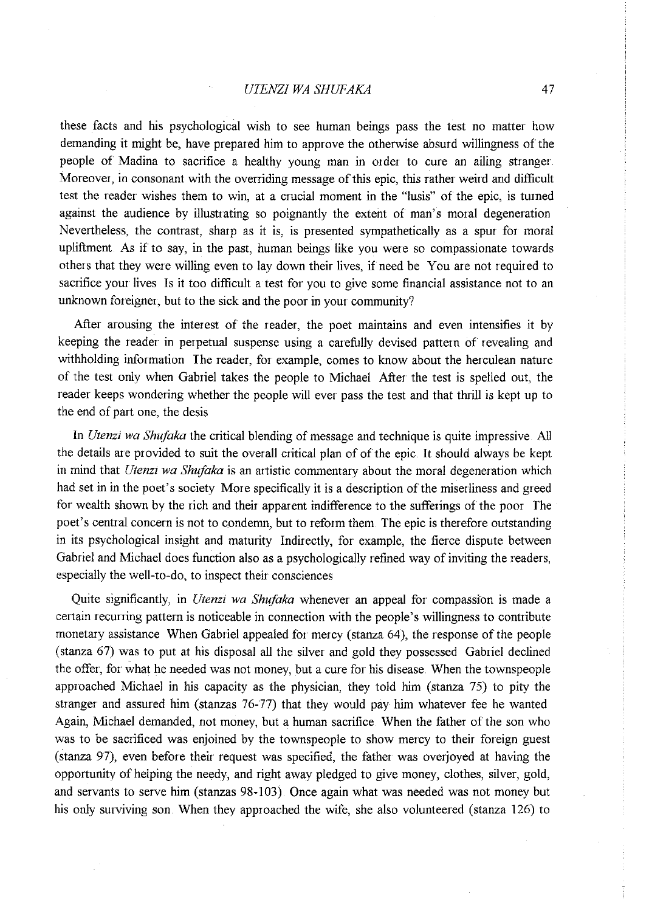these facts and his psychological wish to see human beings pass the test no matter how demanding it might be, have prepared him to approve the otherwise absurd willingness of the people of Madina to sacrifice a healthy young man in order to cure an ailing stranger. Moreover, in consonant with the overriding message of this epic, this rather weird and difficult test the reader wishes them to win, at a crucial moment in the "lusis" of the epic, is turned against the audience by illustrating so poignantly the extent of man's moral degeneration Nevertheless, the contrast, sharp as it is, is presented sympathetically as a spur for moral upliftment As if to say, in the past, human beings like you were so compassionate towards others that they were willing even to lay down their lives, if need be You are not required to sacrifice your lives Is it too difficult a test for you to give some financial assistance not to an unknown foreigner, but to the sick and the poor in your community?

After arousing the interest of the reader, the poet maintains and even intensifies it by keeping the reader in perpetual suspense using a carefully devised pattern of revealing and withholding information The reader, for example, comes to know about the herculean nature of the test only when Gabriel takes the people to Michael After the test is spelled out, the reader keeps wondering whether the people will ever pass the test and that thrill is kept up to the end of part one, the desis

In *Utenzi wa Shufaka* the critical blending of message and technique is quite impressive All the details are provided to suit the overall critical plan of of the epic. It should always be kept in mind that *Utenzi wa Shufaka* is an artistic commentary about the moral degeneration which had set in in the poet's society More specifically it is a description of the miserliness and greed for wealth shown by the rich and their apparent indifference to the sufferings of the poor The poet's central concern is not to condemn, but to reform them. The epic is therefore outstanding in its psychological insight and maturity Indirectly, for example, the fierce dispute between Gabriel and Michael does function also as a psychologically refined way of inviting the readers, especially the well-to-do, to inspect their consciences

Quite significantly, in *Utenzi wa Shufaka* whenever an appeal for compassion is made a certain recurring pattern is noticeable in connection with the people's willingness to contribute monetary assistance When Gabriel appealed for mercy (stanza 64), the response of the people (stanza 67) was to put at his disposal all the silver and gold they possessed Gabriel declined the offer, for what he needed was not money, but a cure for his disease. When the townspeople approached Michael in his capacity as the physician, they told him (stanza 75) to pity the stranger and assured him (stanzas 76-77) that they would pay him whatever fee he wanted Again, Michael demanded, not money, but a human sacrifice When the father of the son who was to be sacrificed was enjoined by the townspeople to show mercy to their foreign guest (stanza 97), even before their request was specified, the father was overjoyed at having the opportunity of helping the needy, and right away pledged to give money, clothes, silver, gold, and servants to serve him (stanzas 98-103). Once again what was needed was not money but his only surviving son. When they approached the wife, she also volunteered (stanza 126) to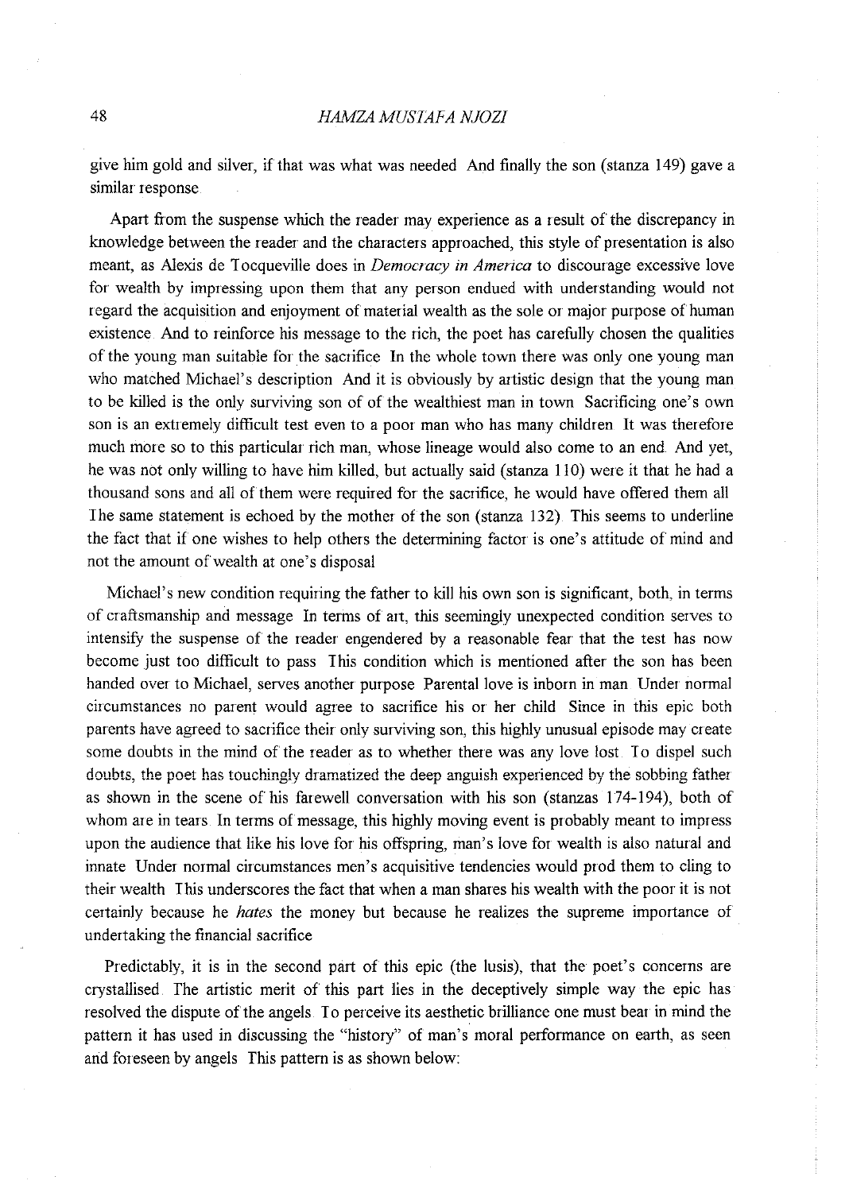give him gold and silver, if that was what was needed And finally the son (stanza 149) gave a similar response

Apart from the suspense which the reader may experience as a result of the discrepancy in knowledge between the reader and the characters approached, this style of presentation is also meant, as Alexis de Tocqueville does in *Democracy in America* to discourage excessive love for wealth by impressing upon them that any person endued with understanding would not regard the acquisition and enjoyment of material wealth as the sole or major purpose of human existence And to reinforce his message to the rich, the poet has carefully chosen the qualities of the young man suitable for the sacrifice In the whole town there was only one young man who matched Michael's description And it is obviously by artistic design that the young man to be killed is the only surviving son of of the wealthiest man in town Sacrificing one's own son is an extremely difficult test even to a poor man who has many children It was therefore much more so to this particular rich man, whose lineage would also come to an end And yet, he was not only willing to have him killed, but actually said (stanza 110) were it that he had a thousand sons and all of them were required for the sacrifice, he would have offered them all The same statement is echoed by the mother of the son (stanza 132) This seems to underline the fact that if one wishes to help others the determining factor is one's attitude of mind and not the amount of wealth at one's disposal

Michael's new condition requiring the father to kill his own son is significant, both, in terms of craftsmanship and message In terms of art, this seemingly unexpected condition serves to intensify the suspense of the reader engendered by a reasonable fear that the test has now become just too difficult to pass This condition which is mentioned after the son has been handed over to Michael, serves another purpose Parental love is inborn in man Under normal circumstances no parent would agree to sacrifice his or her child Since in this epic both parents have agreed to sacrifice their only surviving son, this highly unusual episode may create some doubts in the mind of the reader as to whether there was any love lost To dispel such doubts, the poet has touchingly dramatized the deep anguish experienced by the sobbing father as shown in the scene of his farewell conversation with his son (stanzas 174-194), both of whom are in tears In terms of message, this highly moving event is probably meant to impress upon the audience that like his love for his offspring, man's love for wealth is also natural and innate Under normal circumstances men's acquisitive tendencies would prod them to cling to their wealth This underscores the fact that when a man shares his wealth with the poor it is not certainly because he *hates* the money but because he realizes the supreme importance of undertaking the financial sacrifice

Predictably, it is in the second part of this epic (the lusis), that the poet's concerns are crystallised The artistic merit of this part lies in the deceptively simple way the epic has resolved the dispute of the angels To perceive its aesthetic brilliance one must bear in mind the pattern it has used in discussing the "history" of man's moral performance on earth, as seen and foreseen by angels This pattern is as shown below: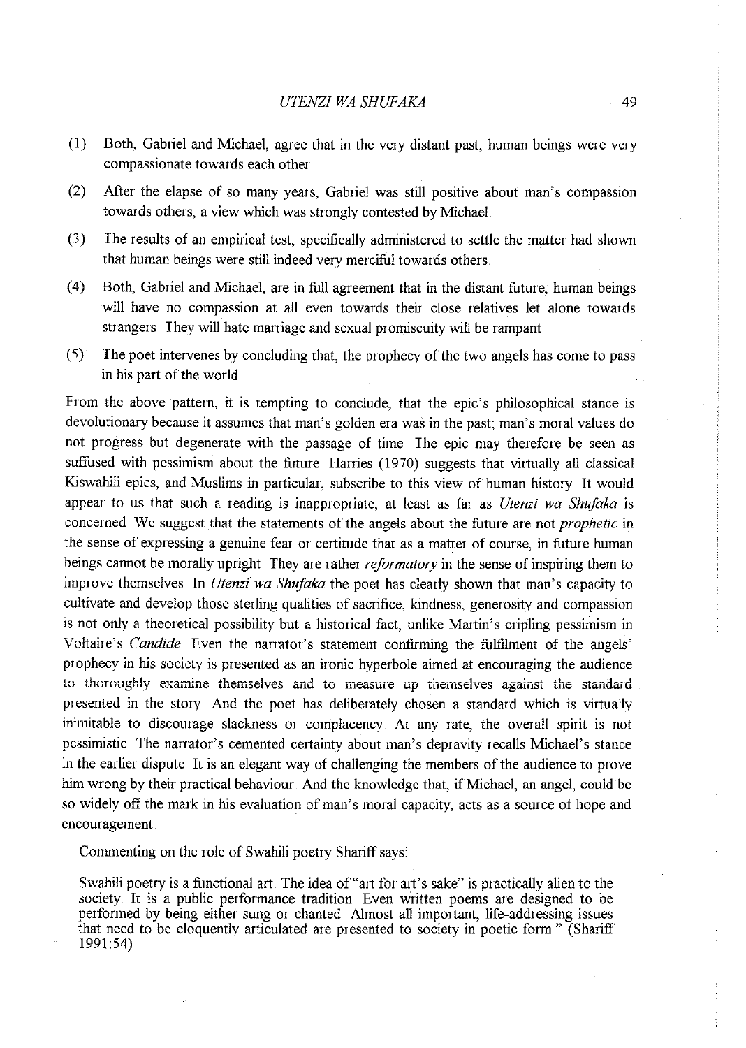(1) Both, Gabriel and Michael, agree that in the very distant past, human beings were very compassionate towards each other

(2) After the elapse of so many years, Gabriel was still positive about man's compassion towards others, a view which was strongly contested by Michael

(3) The results of an empirical test, specifically administered to settle the matter had shown that human beings were still indeed very merciful towards others

(4) Both, Gabriel and Michael, are in full agreement that in the distant future, human beings will have no compassion at all even towards their close relatives let alone towards strangers They will hate marriage and sexual promiscuity will be rampant

(5) The poet intervenes by concluding that, the prophecy of the two angels has come to pass in his part of the world

From the above pattern, it is tempting to conclude, that the epic's philosophical stance is devolutionary because it assumes that man's golden era was in the past; man's moral values do not progress but degenerate with the passage of time The epic may therefore be seen as suffused with pessimism about the future Harries (1970) suggests that virtually all classical Kiswahili epics, and Muslims in particular, subscribe to this view of human history It would appear to us that such a reading is inappropriate, at least as far as *Utenzi wa Shufaka* is concerned We suggest that the statements of the angels about the future are not *prophetic* in the sense of expressing a genuine fear or certitude that as a matter of course, in future human beings cannot be morally upright They are rather *reformatory* in the sense of inspiring them to improve themselves In *Utenzi wa Shufaka* the poet has clearly shown that man's capacity to cultivate and develop those sterling qualities of sacrifice, kindness, generosity and compassion is not only a theoretical possibility but a historical fact, unlike Martin's cripling pessimism in Voltaire's *Candide* Even the narrator's statement confirming the fulfilment of the angels' prophecy in his society is presented as an ironic hyperbole aimed at encouraging the audience to thoroughly examine themselves and to measure up themselves against the standard presented in the story And the poet has deliberately chosen a standard which is virtually inimitable to discourage slackness or complacency At any rate, the overall spirit is not pessimistic The narrator's cemented certainty about man's depravity recalls Michael's stance in the earlier dispute It is an elegant way of challenging the members of the audience to prove him wrong by their practical behaviour And the knowledge that, if Michael, an angel, could be so widely off the mark in his evaluation of man's moral capacity, acts as a source of hope and encouragement

Commenting on the role of Swahili poetry Shariff says:

> Swahili poetry is a functional art The idea of "art for art's sake" is practically alien to the society It is a public performance tradition Even written poems are designed to be performed by being either sung or chanted Almost all important, life-addressing issues that need to be eloquently articulated are presented to society in poetic form " (Shariff 1991:54)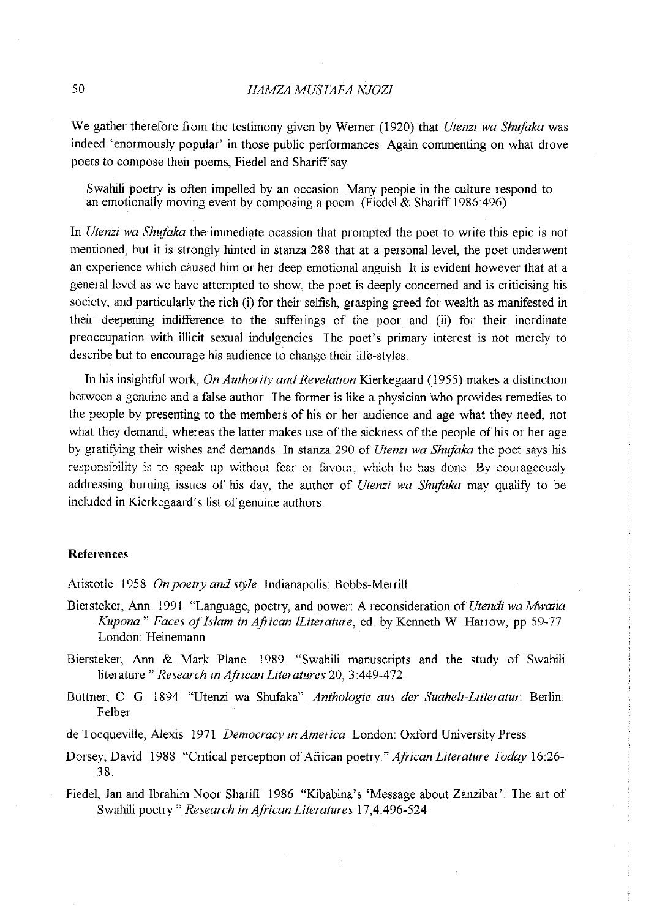We gather therefore from the testimony given by Werner (1920) that *Utenzi wa Shufaka* was indeed 'enormously popular' in those public performances. Again commenting on what drove poets to compose their poems, Fiedel and Shariff say

> Swahili poetry is often impelled by an occasion. Many people in the culture respond to an emotionally moving event by composing a poem (Fiedel & Shariff 1986:496)

In *Utenzi wa Shufaka* the immediate ocassion that prompted the poet to write this epic is not mentioned, but it is strongly hinted in stanza 288 that at a personal level, the poet underwent an experience which caused him or her deep emotional anguish. It is evident however that at a general level as we have attempted to show, the poet is deeply concerned and is criticising his society, and particularly the rich (i) for their selfish, grasping greed for wealth as manifested in their deepening indifference to the sufferings of the poor and (ii) for their inordinate preoccupation with illicit sexual indulgencies. The poet's primary interest is not merely to describe but to encourage his audience to change their life-styles.

In his insightful work, *On Authority and Revelation* Kierkegaard (1955) makes a distinction between a genuine and a false author. The former is like a physician who provides remedies to the people by presenting to the members of his or her audience and age what they need, not what they demand, whereas the latter makes use of the sickness of the people of his or her age by gratifying their wishes and demands. In stanza 290 of *Utenzi wa Shufaka* the poet says his responsibility is to speak up without fear or favour, which he has done. By courageously addressing burning issues of his day, the author of *Utenzi wa Shufaka* may qualify to be included in Kierkegaard's list of genuine authors.

## References

Aristotle. 1958. *On poetry and style*. Indianapolis: Bobbs-Merrill.

Biersteker, Ann. 1991. "Language, poetry, and power: A reconsideration of *Utendi wa Mwana Kupona*." *Faces of Islam in African lLiterature*, ed. by Kenneth W. Harrow, pp 59-77. London: Heinemann.

Biersteker, Ann & Mark Plane. 1989. "Swahili manuscripts and the study of Swahili literature." *Research in African Literatures* 20, 3:449-472.

Büttner, C. G. 1894. "Utenzi wa Shufaka". *Anthologie aus der Suaheli-Litteratur*. Berlin: Felber.

de Tocqueville, Alexis. 1971. *Democracy in America*. London: Oxford University Press.

Dorsey, David. 1988. "Critical perception of African poetry." *African Literature Today* 16:26-38.

Fiedel, Jan and Ibrahim Noor Shariff. 1986. "Kibabina's 'Message about Zanzibar': The art of Swahili poetry." *Research in African Literatures* 17,4:496-524.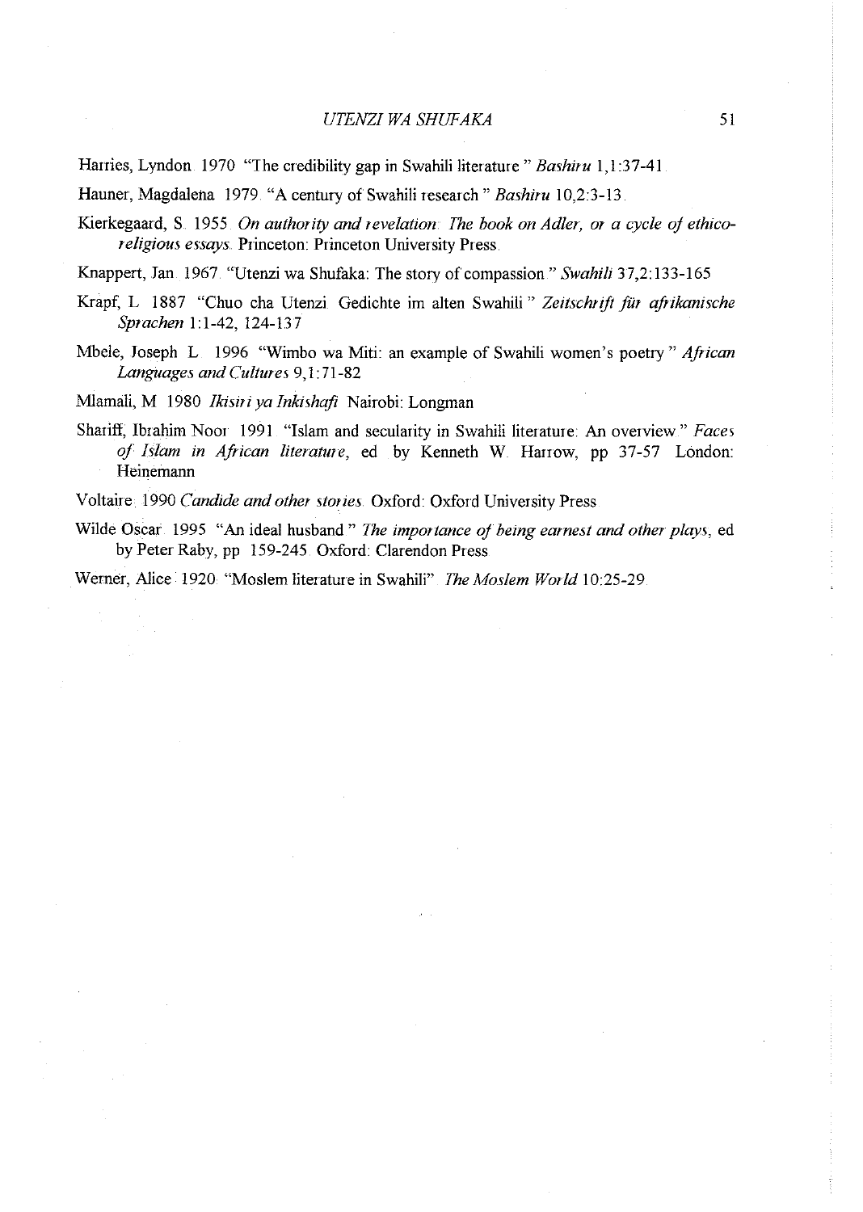Harries, Lyndon 1970 "The credibility gap in Swahili literature" *Bashiru* 1,1:37-41

Hauner, Magdalena 1979 "A century of Swahili research" *Bashiru* 10,2:3-13

Kierkegaard, S 1955 *On authority and revelation The book on Adler, or a cycle of ethico-religious essays* Princeton: Princeton University Press

Knappert, Jan 1967 "Utenzi wa Shufaka: The story of compassion" *Swahili* 37,2:133-165

Krapf, L 1887 "Chuo cha Utenzi Gedichte im alten Swahili" *Zeitschrift für afrikanische Sprachen* 1:1-42, 124-137

Mbele, Joseph L 1996 "Wimbo wa Miti: an example of Swahili women's poetry" *African Languages and Cultures* 9,1:71-82

Mlamali, M 1980 *Ikisiri ya Inkishafi* Nairobi: Longman

Shariff, Ibrahim Noor 1991 "Islam and secularity in Swahili literature: An overview" *Faces of Islam in African literature*, ed by Kenneth W Harrow, pp 37-57 London: Heinemann

Voltaire 1990 *Candide and other stories* Oxford: Oxford University Press

Wilde Oscar 1995 "An ideal husband" *The importance of being earnest and other plays*, ed by Peter Raby, pp 159-245 Oxford: Clarendon Press

Werner, Alice 1920 "Moslem literature in Swahili" *The Moslem World* 10:25-29